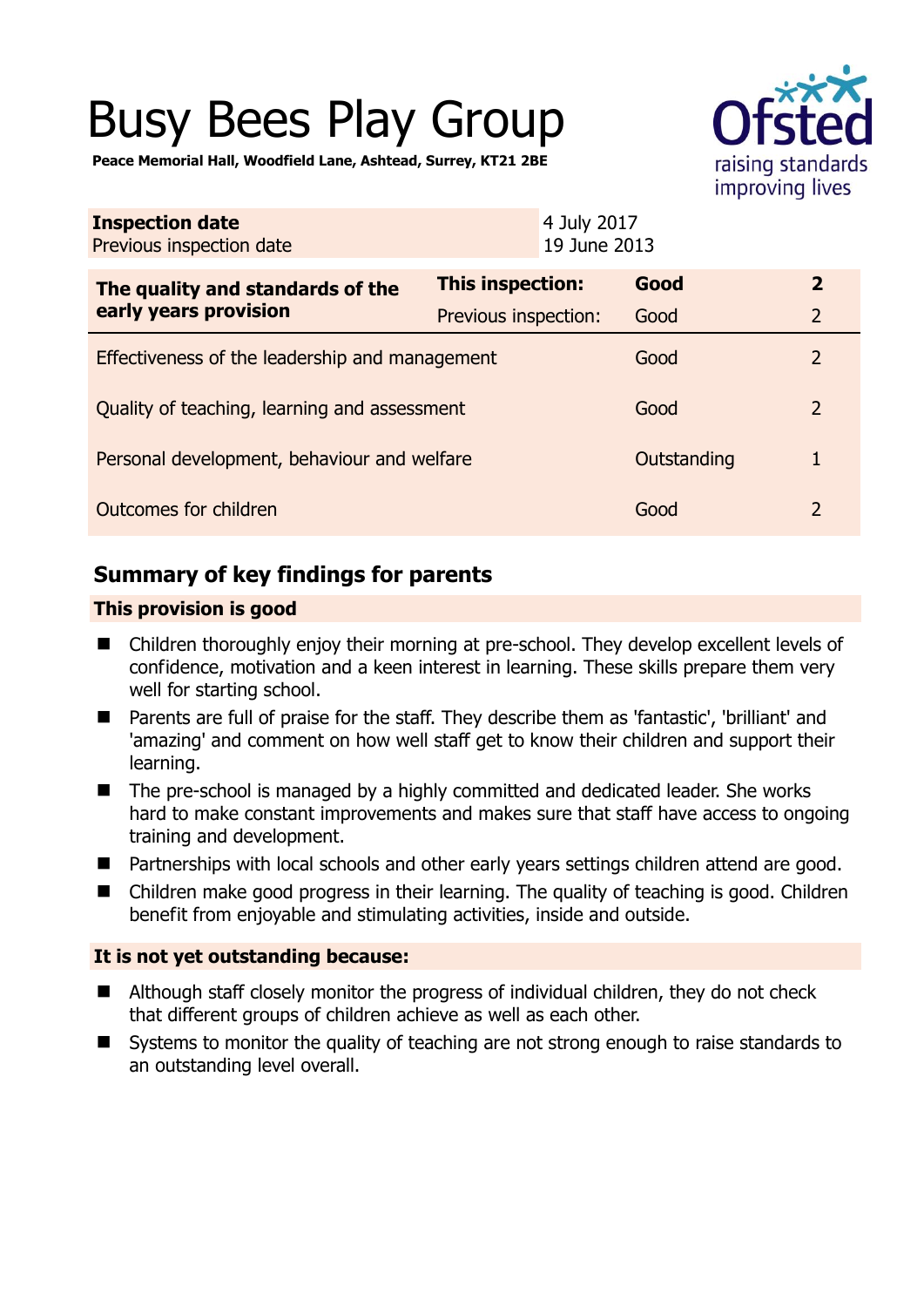# Busy Bees Play Group

**Peace Memorial Hall, Woodfield Lane, Ashtead, Surrey, KT21 2BE**

Ofsted raising standards improving lives

| **Inspection date** | 4 July 2017 |
|---|---|
| Previous inspection date | 19 June 2013 |

| **The quality and standards of the early years provision** | **This inspection:** | **Good** | **2** |
|---|---|---|---|
| | Previous inspection: | Good | 2 |
| Effectiveness of the leadership and management | | Good | 2 |
| Quality of teaching, learning and assessment | | Good | 2 |
| Personal development, behaviour and welfare | | Outstanding | 1 |
| Outcomes for children | | Good | 2 |

## Summary of key findings for parents

**This provision is good**

- Children thoroughly enjoy their morning at pre-school. They develop excellent levels of confidence, motivation and a keen interest in learning. These skills prepare them very well for starting school.
- Parents are full of praise for the staff. They describe them as 'fantastic', 'brilliant' and 'amazing' and comment on how well staff get to know their children and support their learning.
- The pre-school is managed by a highly committed and dedicated leader. She works hard to make constant improvements and makes sure that staff have access to ongoing training and development.
- Partnerships with local schools and other early years settings children attend are good.
- Children make good progress in their learning. The quality of teaching is good. Children benefit from enjoyable and stimulating activities, inside and outside.

**It is not yet outstanding because:**

- Although staff closely monitor the progress of individual children, they do not check that different groups of children achieve as well as each other.
- Systems to monitor the quality of teaching are not strong enough to raise standards to an outstanding level overall.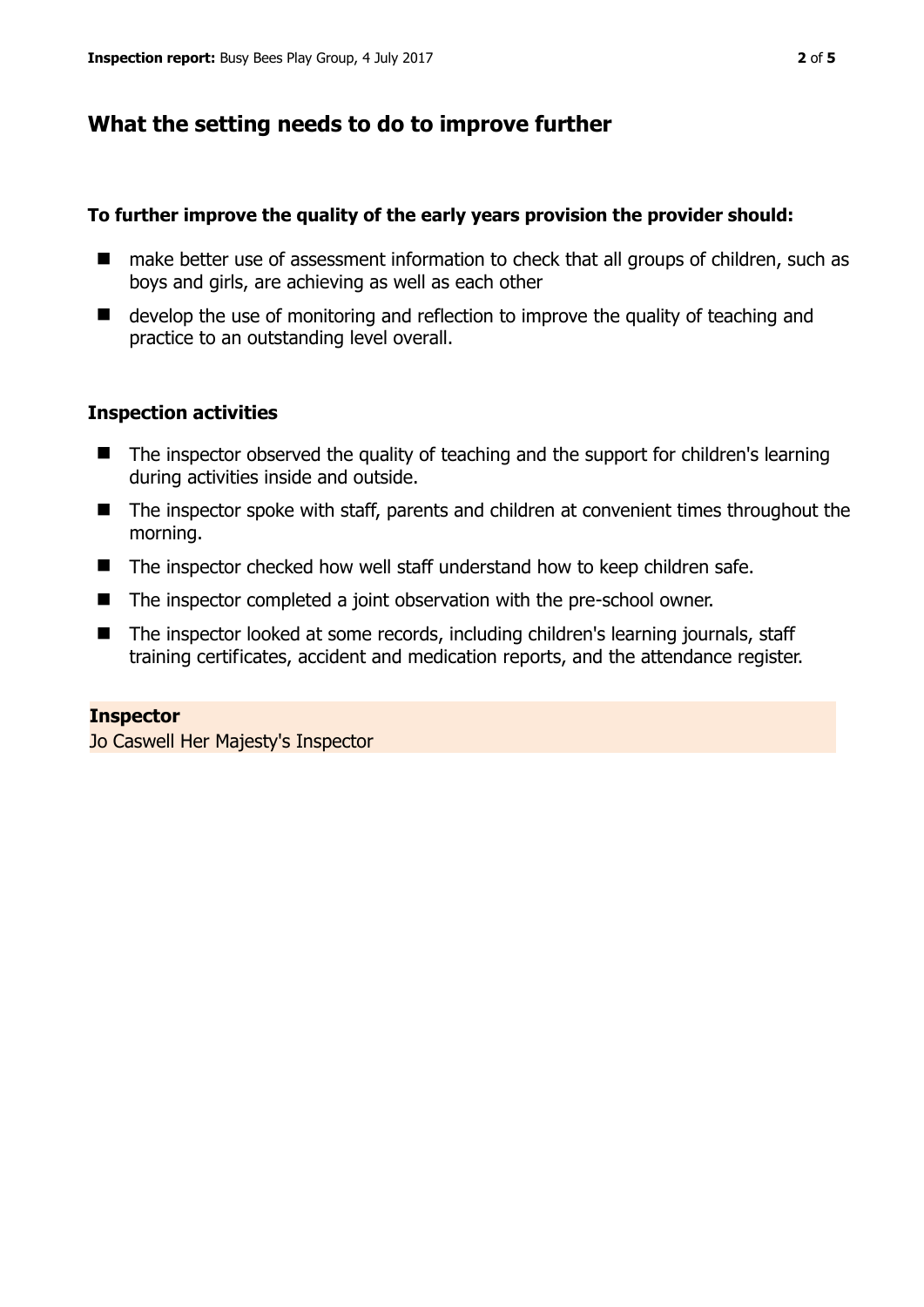## What the setting needs to do to improve further

**To further improve the quality of the early years provision the provider should:**

- make better use of assessment information to check that all groups of children, such as boys and girls, are achieving as well as each other
- develop the use of monitoring and reflection to improve the quality of teaching and practice to an outstanding level overall.

### Inspection activities

- The inspector observed the quality of teaching and the support for children's learning during activities inside and outside.
- The inspector spoke with staff, parents and children at convenient times throughout the morning.
- The inspector checked how well staff understand how to keep children safe.
- The inspector completed a joint observation with the pre-school owner.
- The inspector looked at some records, including children's learning journals, staff training certificates, accident and medication reports, and the attendance register.

**Inspector**
Jo Caswell Her Majesty's Inspector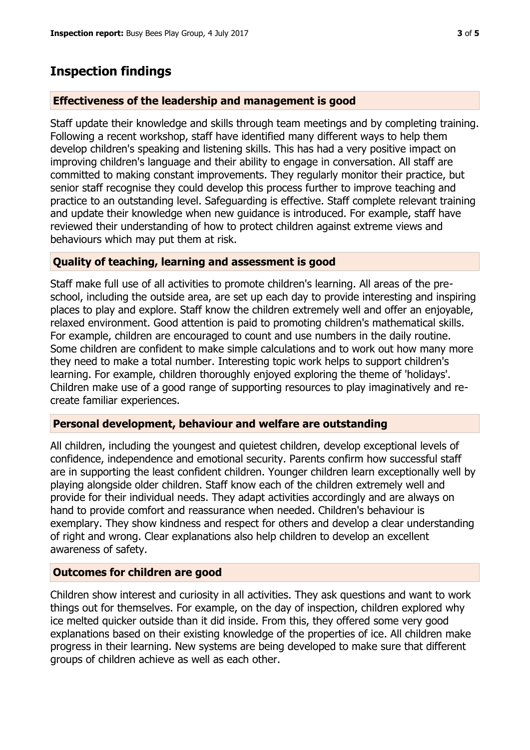## Inspection findings

### Effectiveness of the leadership and management is good

Staff update their knowledge and skills through team meetings and by completing training. Following a recent workshop, staff have identified many different ways to help them develop children's speaking and listening skills. This has had a very positive impact on improving children's language and their ability to engage in conversation. All staff are committed to making constant improvements. They regularly monitor their practice, but senior staff recognise they could develop this process further to improve teaching and practice to an outstanding level. Safeguarding is effective. Staff complete relevant training and update their knowledge when new guidance is introduced. For example, staff have reviewed their understanding of how to protect children against extreme views and behaviours which may put them at risk.

### Quality of teaching, learning and assessment is good

Staff make full use of all activities to promote children's learning. All areas of the pre-school, including the outside area, are set up each day to provide interesting and inspiring places to play and explore. Staff know the children extremely well and offer an enjoyable, relaxed environment. Good attention is paid to promoting children's mathematical skills. For example, children are encouraged to count and use numbers in the daily routine. Some children are confident to make simple calculations and to work out how many more they need to make a total number. Interesting topic work helps to support children's learning. For example, children thoroughly enjoyed exploring the theme of 'holidays'. Children make use of a good range of supporting resources to play imaginatively and re-create familiar experiences.

### Personal development, behaviour and welfare are outstanding

All children, including the youngest and quietest children, develop exceptional levels of confidence, independence and emotional security. Parents confirm how successful staff are in supporting the least confident children. Younger children learn exceptionally well by playing alongside older children. Staff know each of the children extremely well and provide for their individual needs. They adapt activities accordingly and are always on hand to provide comfort and reassurance when needed. Children's behaviour is exemplary. They show kindness and respect for others and develop a clear understanding of right and wrong. Clear explanations also help children to develop an excellent awareness of safety.

### Outcomes for children are good

Children show interest and curiosity in all activities. They ask questions and want to work things out for themselves. For example, on the day of inspection, children explored why ice melted quicker outside than it did inside. From this, they offered some very good explanations based on their existing knowledge of the properties of ice. All children make progress in their learning. New systems are being developed to make sure that different groups of children achieve as well as each other.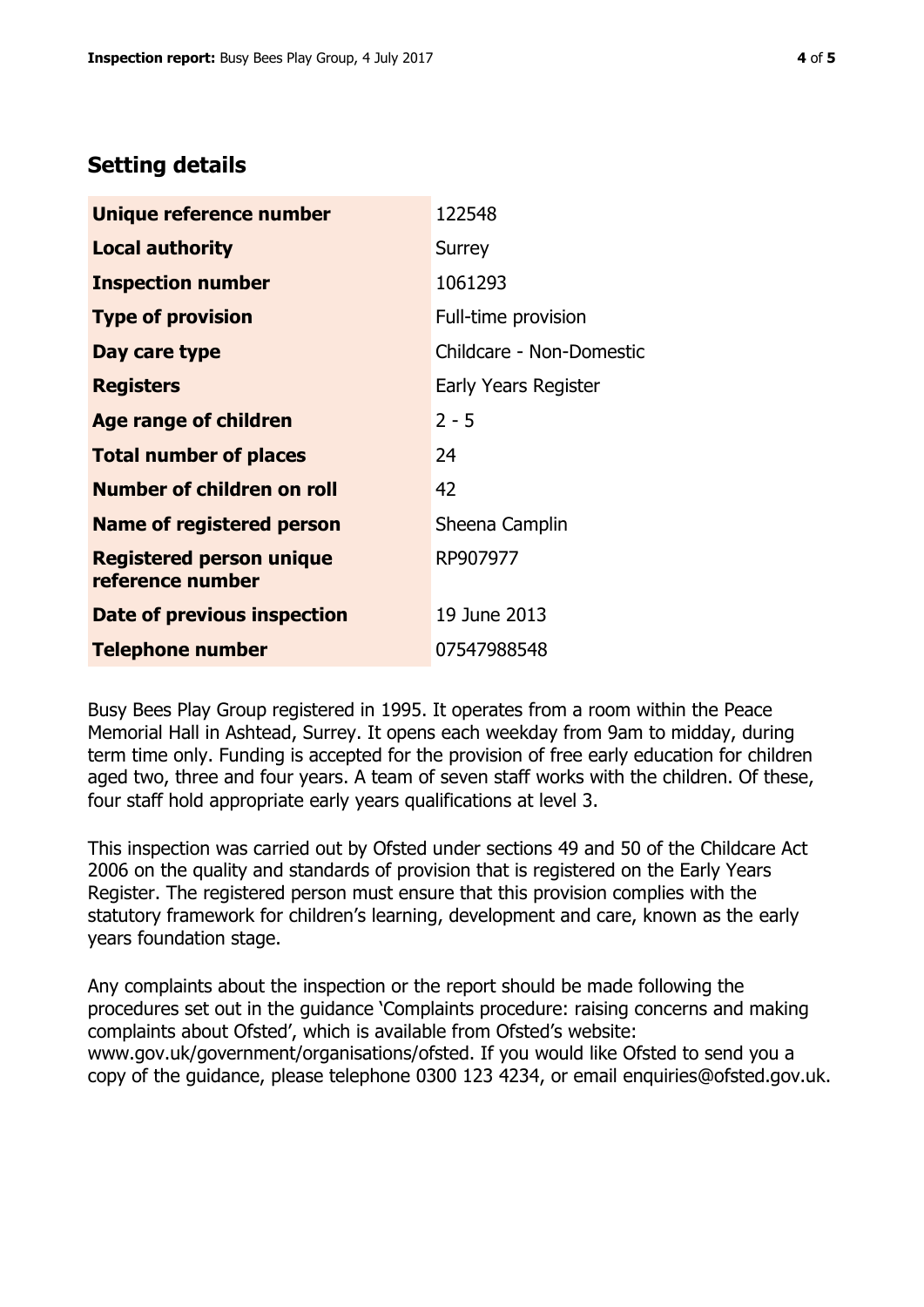## Setting details

| | |
|---|---|
| **Unique reference number** | 122548 |
| **Local authority** | Surrey |
| **Inspection number** | 1061293 |
| **Type of provision** | Full-time provision |
| **Day care type** | Childcare - Non-Domestic |
| **Registers** | Early Years Register |
| **Age range of children** | 2 - 5 |
| **Total number of places** | 24 |
| **Number of children on roll** | 42 |
| **Name of registered person** | Sheena Camplin |
| **Registered person unique reference number** | RP907977 |
| **Date of previous inspection** | 19 June 2013 |
| **Telephone number** | 07547988548 |

Busy Bees Play Group registered in 1995. It operates from a room within the Peace Memorial Hall in Ashtead, Surrey. It opens each weekday from 9am to midday, during term time only. Funding is accepted for the provision of free early education for children aged two, three and four years. A team of seven staff works with the children. Of these, four staff hold appropriate early years qualifications at level 3.

This inspection was carried out by Ofsted under sections 49 and 50 of the Childcare Act 2006 on the quality and standards of provision that is registered on the Early Years Register. The registered person must ensure that this provision complies with the statutory framework for children's learning, development and care, known as the early years foundation stage.

Any complaints about the inspection or the report should be made following the procedures set out in the guidance 'Complaints procedure: raising concerns and making complaints about Ofsted', which is available from Ofsted's website: www.gov.uk/government/organisations/ofsted. If you would like Ofsted to send you a copy of the guidance, please telephone 0300 123 4234, or email enquiries@ofsted.gov.uk.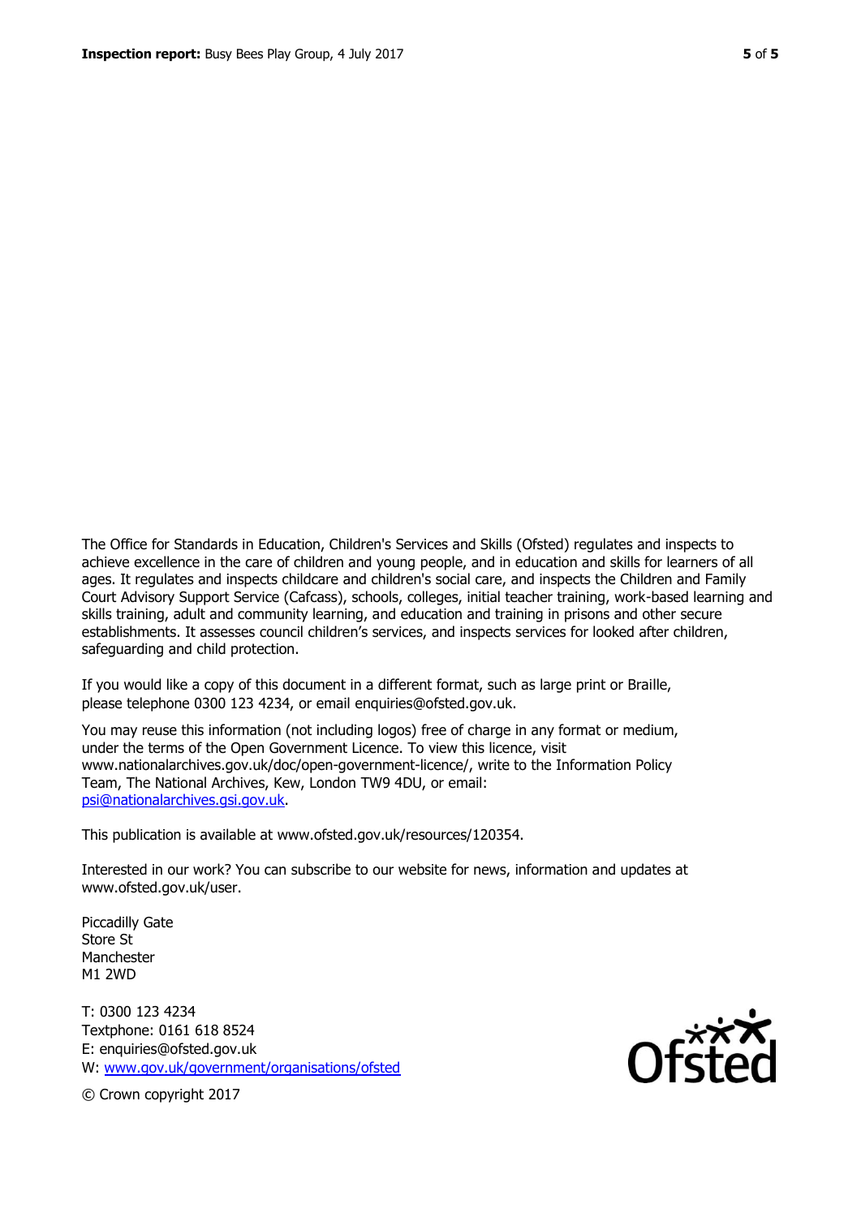The Office for Standards in Education, Children's Services and Skills (Ofsted) regulates and inspects to achieve excellence in the care of children and young people, and in education and skills for learners of all ages. It regulates and inspects childcare and children's social care, and inspects the Children and Family Court Advisory Support Service (Cafcass), schools, colleges, initial teacher training, work-based learning and skills training, adult and community learning, and education and training in prisons and other secure establishments. It assesses council children's services, and inspects services for looked after children, safeguarding and child protection.

If you would like a copy of this document in a different format, such as large print or Braille, please telephone 0300 123 4234, or email enquiries@ofsted.gov.uk.

You may reuse this information (not including logos) free of charge in any format or medium, under the terms of the Open Government Licence. To view this licence, visit www.nationalarchives.gov.uk/doc/open-government-licence/, write to the Information Policy Team, The National Archives, Kew, London TW9 4DU, or email: psi@nationalarchives.gsi.gov.uk.

This publication is available at www.ofsted.gov.uk/resources/120354.

Interested in our work? You can subscribe to our website for news, information and updates at www.ofsted.gov.uk/user.

Piccadilly Gate
Store St
Manchester
M1 2WD

T: 0300 123 4234
Textphone: 0161 618 8524
E: enquiries@ofsted.gov.uk
W: www.gov.uk/government/organisations/ofsted

© Crown copyright 2017